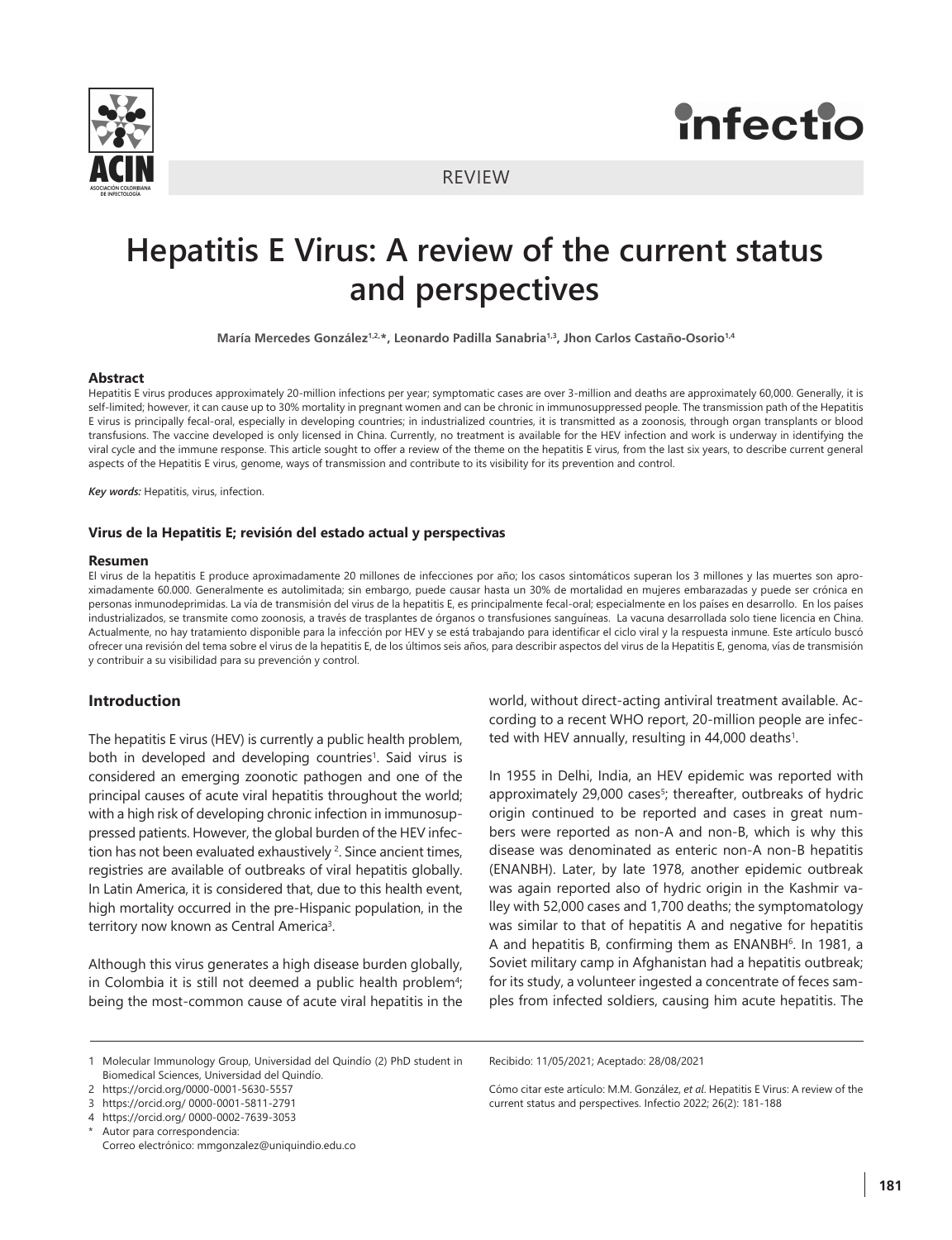REVIEW

# Hepatitis E Virus: A review of the current status and perspectives

**María Mercedes González[1,2,*], Leonardo Padilla Sanabria[1,3], Jhon Carlos Castaño-Osorio[1,4]**

### Abstract

Hepatitis E virus produces approximately 20-million infections per year; symptomatic cases are over 3-million and deaths are approximately 60,000. Generally, it is self-limited; however, it can cause up to 30% mortality in pregnant women and can be chronic in immunosuppressed people. The transmission path of the Hepatitis E virus is principally fecal-oral, especially in developing countries; in industrialized countries, it is transmitted as a zoonosis, through organ transplants or blood transfusions. The vaccine developed is only licensed in China. Currently, no treatment is available for the HEV infection and work is underway in identifying the viral cycle and the immune response. This article sought to offer a review of the theme on the hepatitis E virus, from the last six years, to describe current general aspects of the Hepatitis E virus, genome, ways of transmission and contribute to its visibility for its prevention and control.

***Key words:*** Hepatitis, virus, infection.

### Virus de la Hepatitis E; revisión del estado actual y perspectivas

### Resumen

El virus de la hepatitis E produce aproximadamente 20 millones de infecciones por año; los casos sintomáticos superan los 3 millones y las muertes son aproximadamente 60.000. Generalmente es autolimitada; sin embargo, puede causar hasta un 30% de mortalidad en mujeres embarazadas y puede ser crónica en personas inmunodeprimidas. La vía de transmisión del virus de la hepatitis E, es principalmente fecal-oral; especialmente en los países en desarrollo. En los países industrializados, se transmite como zoonosis, a través de trasplantes de órganos o transfusiones sanguíneas. La vacuna desarrollada solo tiene licencia en China. Actualmente, no hay tratamiento disponible para la infección por HEV y se está trabajando para identificar el ciclo viral y la respuesta inmune. Este artículo buscó ofrecer una revisión del tema sobre el virus de la hepatitis E, de los últimos seis años, para describir aspectos del virus de la Hepatitis E, genoma, vías de transmisión y contribuir a su visibilidad para su prevención y control.

## Introduction

The hepatitis E virus (HEV) is currently a public health problem, both in developed and developing countries[1]. Said virus is considered an emerging zoonotic pathogen and one of the principal causes of acute viral hepatitis throughout the world; with a high risk of developing chronic infection in immunosuppressed patients. However, the global burden of the HEV infection has not been evaluated exhaustively [2]. Since ancient times, registries are available of outbreaks of viral hepatitis globally. In Latin America, it is considered that, due to this health event, high mortality occurred in the pre-Hispanic population, in the territory now known as Central America[3].

Although this virus generates a high disease burden globally, in Colombia it is still not deemed a public health problem[4]; being the most-common cause of acute viral hepatitis in the world, without direct-acting antiviral treatment available. According to a recent WHO report, 20-million people are infected with HEV annually, resulting in 44,000 deaths[1].

In 1955 in Delhi, India, an HEV epidemic was reported with approximately 29,000 cases[5]; thereafter, outbreaks of hydric origin continued to be reported and cases in great numbers were reported as non-A and non-B, which is why this disease was denominated as enteric non-A non-B hepatitis (ENANBH). Later, by late 1978, another epidemic outbreak was again reported also of hydric origin in the Kashmir valley with 52,000 cases and 1,700 deaths; the symptomatology was similar to that of hepatitis A and negative for hepatitis A and hepatitis B, confirming them as ENANBH[6]. In 1981, a Soviet military camp in Afghanistan had a hepatitis outbreak; for its study, a volunteer ingested a concentrate of feces samples from infected soldiers, causing him acute hepatitis. The

---

1 Molecular Immunology Group, Universidad del Quindío (2) PhD student in Biomedical Sciences, Universidad del Quindío.
2 https://orcid.org/0000-0001-5630-5557
3 https://orcid.org/ 0000-0001-5811-2791
4 https://orcid.org/ 0000-0002-7639-3053
\* Autor para correspondencia:
Correo electrónico: mmgonzalez@uniquindio.edu.co

Recibido: 11/05/2021; Aceptado: 28/08/2021

Cómo citar este artículo: M.M. González, *et al*. Hepatitis E Virus: A review of the current status and perspectives. Infectio 2022; 26(2): 181-188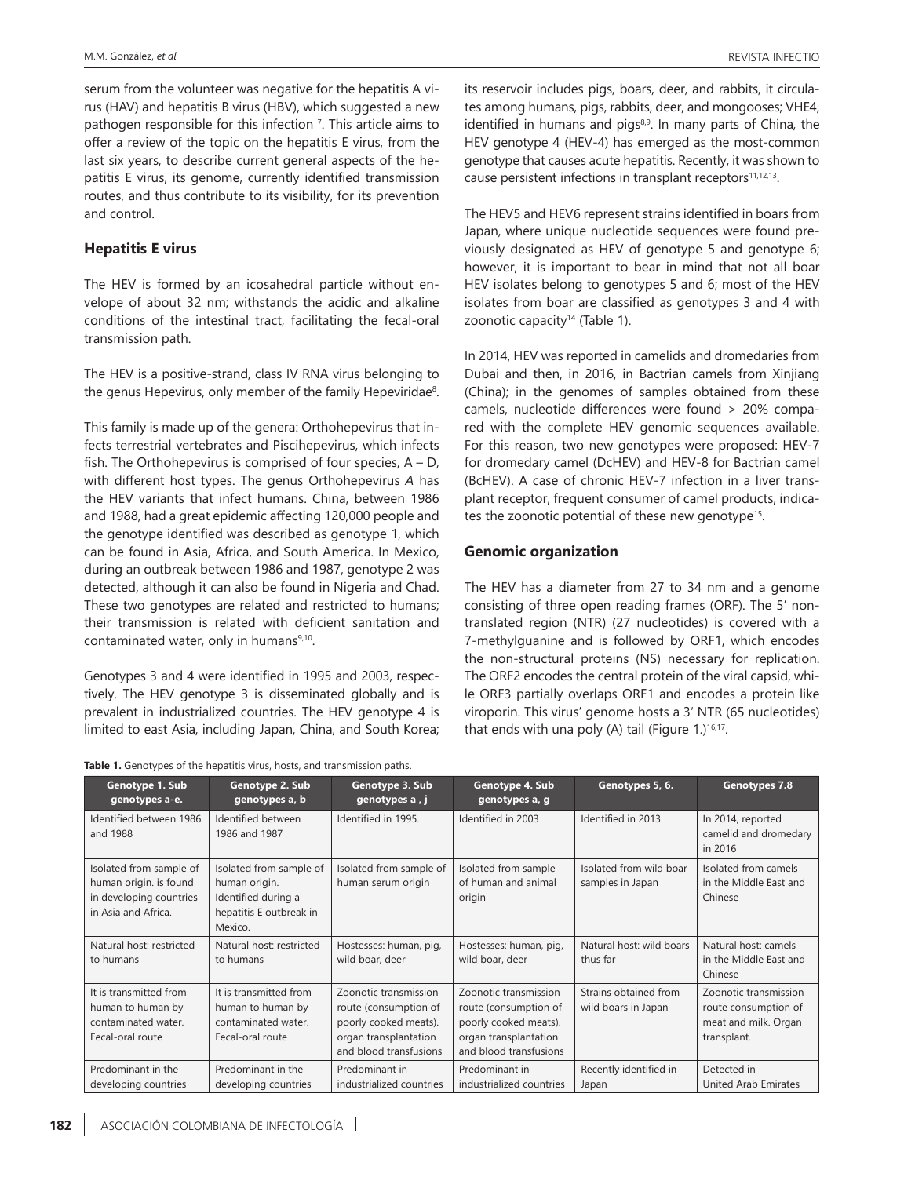serum from the volunteer was negative for the hepatitis A virus (HAV) and hepatitis B virus (HBV), which suggested a new pathogen responsible for this infection [7]. This article aims to offer a review of the topic on the hepatitis E virus, from the last six years, to describe current general aspects of the hepatitis E virus, its genome, currently identified transmission routes, and thus contribute to its visibility, for its prevention and control.

## Hepatitis E virus

The HEV is formed by an icosahedral particle without envelope of about 32 nm; withstands the acidic and alkaline conditions of the intestinal tract, facilitating the fecal-oral transmission path.

The HEV is a positive-strand, class IV RNA virus belonging to the genus Hepevirus, only member of the family Hepeviridae[8].

This family is made up of the genera: Orthohepevirus that infects terrestrial vertebrates and Piscihepevirus, which infects fish. The Orthohepevirus is comprised of four species, A – D, with different host types. The genus Orthohepevirus *A* has the HEV variants that infect humans. China, between 1986 and 1988, had a great epidemic affecting 120,000 people and the genotype identified was described as genotype 1, which can be found in Asia, Africa, and South America. In Mexico, during an outbreak between 1986 and 1987, genotype 2 was detected, although it can also be found in Nigeria and Chad. These two genotypes are related and restricted to humans; their transmission is related with deficient sanitation and contaminated water, only in humans[9,10].

Genotypes 3 and 4 were identified in 1995 and 2003, respectively. The HEV genotype 3 is disseminated globally and is prevalent in industrialized countries. The HEV genotype 4 is limited to east Asia, including Japan, China, and South Korea; its reservoir includes pigs, boars, deer, and rabbits, it circulates among humans, pigs, rabbits, deer, and mongooses; VHE4, identified in humans and pigs[8,9]. In many parts of China, the HEV genotype 4 (HEV-4) has emerged as the most-common genotype that causes acute hepatitis. Recently, it was shown to cause persistent infections in transplant receptors[11,12,13].

The HEV5 and HEV6 represent strains identified in boars from Japan, where unique nucleotide sequences were found previously designated as HEV of genotype 5 and genotype 6; however, it is important to bear in mind that not all boar HEV isolates belong to genotypes 5 and 6; most of the HEV isolates from boar are classified as genotypes 3 and 4 with zoonotic capacity[14] (Table 1).

In 2014, HEV was reported in camelids and dromedaries from Dubai and then, in 2016, in Bactrian camels from Xinjiang (China); in the genomes of samples obtained from these camels, nucleotide differences were found > 20% compared with the complete HEV genomic sequences available. For this reason, two new genotypes were proposed: HEV-7 for dromedary camel (DcHEV) and HEV-8 for Bactrian camel (BcHEV). A case of chronic HEV-7 infection in a liver transplant receptor, frequent consumer of camel products, indicates the zoonotic potential of these new genotype[15].

## Genomic organization

The HEV has a diameter from 27 to 34 nm and a genome consisting of three open reading frames (ORF). The 5′ non-translated region (NTR) (27 nucleotides) is covered with a 7-methylguanine and is followed by ORF1, which encodes the non-structural proteins (NS) necessary for replication. The ORF2 encodes the central protein of the viral capsid, while ORF3 partially overlaps ORF1 and encodes a protein like viroporin. This virus' genome hosts a 3′ NTR (65 nucleotides) that ends with una poly (A) tail (Figure 1.)[16,17].

**Table 1.** Genotypes of the hepatitis virus, hosts, and transmission paths.

| Genotype 1. Sub genotypes a-e. | Genotype 2. Sub genotypes a, b | Genotype 3. Sub genotypes a , j | Genotype 4. Sub genotypes a, g | Genotypes 5, 6. | Genotypes 7.8 |
|---|---|---|---|---|---|
| Identified between 1986 and 1988 | Identified between 1986 and 1987 | Identified in 1995. | Identified in 2003 | Identified in 2013 | In 2014, reported camelid and dromedary in 2016 |
| Isolated from sample of human origin. is found in developing countries in Asia and Africa. | Isolated from sample of human origin. Identified during a hepatitis E outbreak in Mexico. | Isolated from sample of human serum origin | Isolated from sample of human and animal origin | Isolated from wild boar samples in Japan | Isolated from camels in the Middle East and Chinese |
| Natural host: restricted to humans | Natural host: restricted to humans | Hostesses: human, pig, wild boar, deer | Hostesses: human, pig, wild boar, deer | Natural host: wild boars thus far | Natural host: camels in the Middle East and Chinese |
| It is transmitted from human to human by contaminated water. Fecal-oral route | It is transmitted from human to human by contaminated water. Fecal-oral route | Zoonotic transmission route (consumption of poorly cooked meats). organ transplantation and blood transfusions | Zoonotic transmission route (consumption of poorly cooked meats). organ transplantation and blood transfusions | Strains obtained from wild boars in Japan | Zoonotic transmission route consumption of meat and milk. Organ transplant. |
| Predominant in the developing countries | Predominant in the developing countries | Predominant in industrialized countries | Predominant in industrialized countries | Recently identified in Japan | Detected in United Arab Emirates |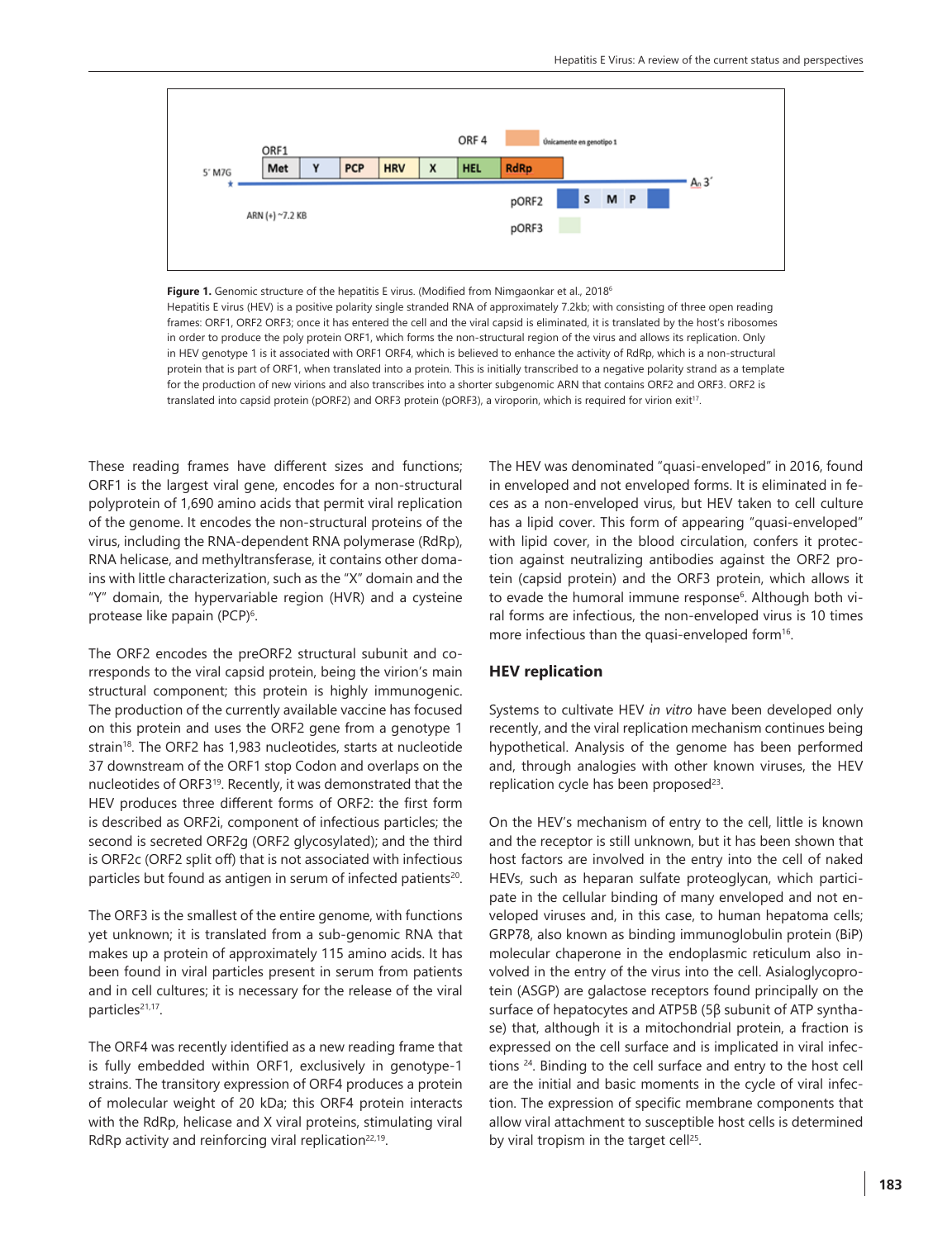5´ M7G

ORF1

Met | Y | PCP | HRV | X | HEL | RdRp

ORF 4

Únicamente en genotipo 1

An 3´

ARN (+) ~7.2 KB

pORF2 S M P

pORF3

**Figure 1.** Genomic structure of the hepatitis E virus. (Modified from Nimgaonkar et al., 2018[6]
Hepatitis E virus (HEV) is a positive polarity single stranded RNA of approximately 7.2kb; with consisting of three open reading frames: ORF1, ORF2 ORF3; once it has entered the cell and the viral capsid is eliminated, it is translated by the host's ribosomes in order to produce the poly protein ORF1, which forms the non-structural region of the virus and allows its replication. Only in HEV genotype 1 is it associated with ORF1 ORF4, which is believed to enhance the activity of RdRp, which is a non-structural protein that is part of ORF1, when translated into a protein. This is initially transcribed to a negative polarity strand as a template for the production of new virions and also transcribes into a shorter subgenomic ARN that contains ORF2 and ORF3. ORF2 is translated into capsid protein (pORF2) and ORF3 protein (pORF3), a viroporin, which is required for virion exit[17].

These reading frames have different sizes and functions; ORF1 is the largest viral gene, encodes for a non-structural polyprotein of 1,690 amino acids that permit viral replication of the genome. It encodes the non-structural proteins of the virus, including the RNA-dependent RNA polymerase (RdRp), RNA helicase, and methyltransferase, it contains other domains with little characterization, such as the "X" domain and the "Y" domain, the hypervariable region (HVR) and a cysteine protease like papain (PCP)[6].

The ORF2 encodes the preORF2 structural subunit and corresponds to the viral capsid protein, being the virion's main structural component; this protein is highly immunogenic. The production of the currently available vaccine has focused on this protein and uses the ORF2 gene from a genotype 1 strain[18]. The ORF2 has 1,983 nucleotides, starts at nucleotide 37 downstream of the ORF1 stop Codon and overlaps on the nucleotides of ORF3[19]. Recently, it was demonstrated that the HEV produces three different forms of ORF2: the first form is described as ORF2i, component of infectious particles; the second is secreted ORF2g (ORF2 glycosylated); and the third is ORF2c (ORF2 split off) that is not associated with infectious particles but found as antigen in serum of infected patients[20].

The ORF3 is the smallest of the entire genome, with functions yet unknown; it is translated from a sub-genomic RNA that makes up a protein of approximately 115 amino acids. It has been found in viral particles present in serum from patients and in cell cultures; it is necessary for the release of the viral particles[21,17].

The ORF4 was recently identified as a new reading frame that is fully embedded within ORF1, exclusively in genotype-1 strains. The transitory expression of ORF4 produces a protein of molecular weight of 20 kDa; this ORF4 protein interacts with the RdRp, helicase and X viral proteins, stimulating viral RdRp activity and reinforcing viral replication[22,19].

The HEV was denominated "quasi-enveloped" in 2016, found in enveloped and not enveloped forms. It is eliminated in feces as a non-enveloped virus, but HEV taken to cell culture has a lipid cover. This form of appearing "quasi-enveloped" with lipid cover, in the blood circulation, confers it protection against neutralizing antibodies against the ORF2 protein (capsid protein) and the ORF3 protein, which allows it to evade the humoral immune response[6]. Although both viral forms are infectious, the non-enveloped virus is 10 times more infectious than the quasi-enveloped form[16].

## HEV replication

Systems to cultivate HEV *in vitro* have been developed only recently, and the viral replication mechanism continues being hypothetical. Analysis of the genome has been performed and, through analogies with other known viruses, the HEV replication cycle has been proposed[23].

On the HEV's mechanism of entry to the cell, little is known and the receptor is still unknown, but it has been shown that host factors are involved in the entry into the cell of naked HEVs, such as heparan sulfate proteoglycan, which participate in the cellular binding of many enveloped and not enveloped viruses and, in this case, to human hepatoma cells; GRP78, also known as binding immunoglobulin protein (BiP) molecular chaperone in the endoplasmic reticulum also involved in the entry of the virus into the cell. Asialoglycoprotein (ASGP) are galactose receptors found principally on the surface of hepatocytes and ATP5B (5β subunit of ATP synthase) that, although it is a mitochondrial protein, a fraction is expressed on the cell surface and is implicated in viral infections [24]. Binding to the cell surface and entry to the host cell are the initial and basic moments in the cycle of viral infection. The expression of specific membrane components that allow viral attachment to susceptible host cells is determined by viral tropism in the target cell[25].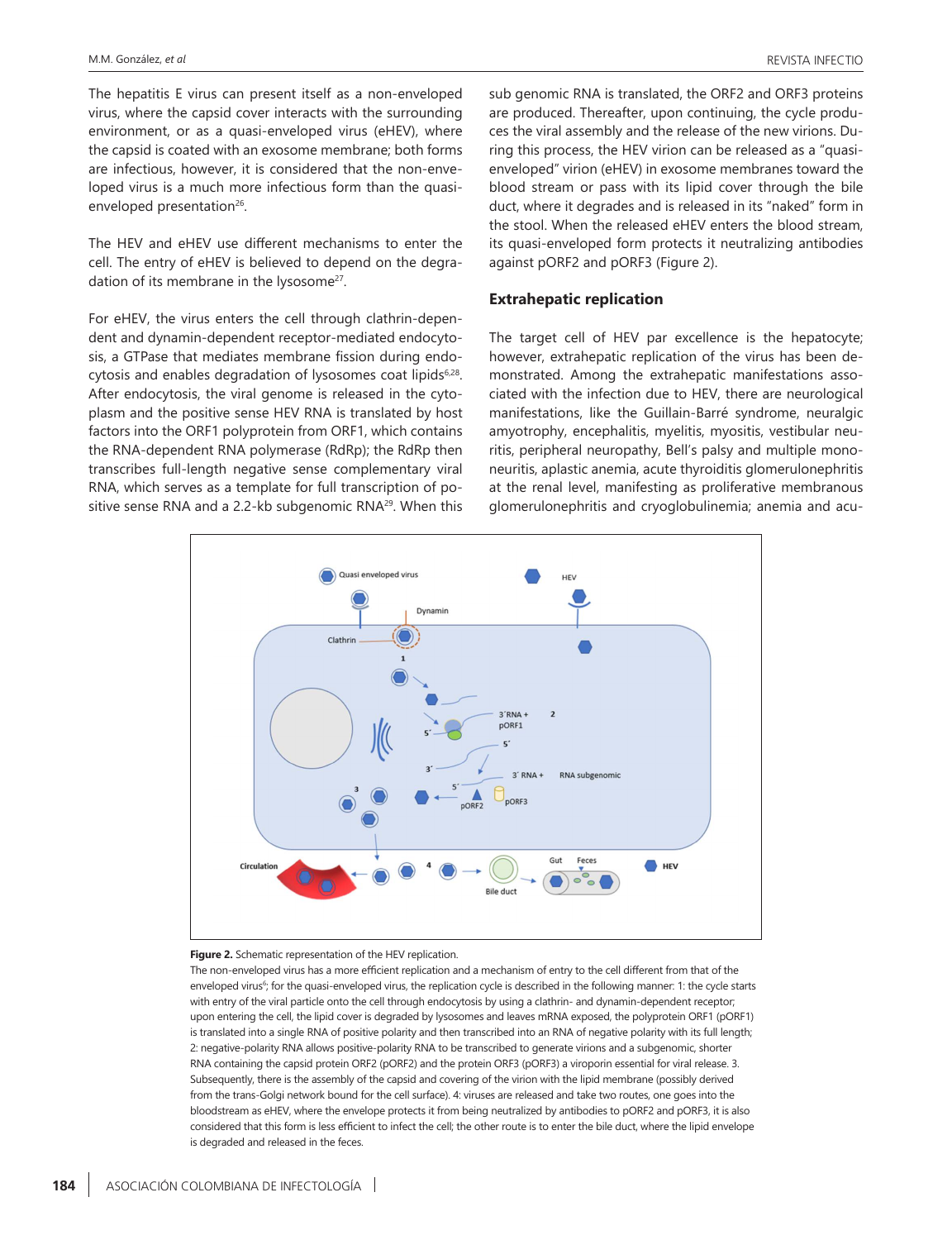The hepatitis E virus can present itself as a non-enveloped virus, where the capsid cover interacts with the surrounding environment, or as a quasi-enveloped virus (eHEV), where the capsid is coated with an exosome membrane; both forms are infectious, however, it is considered that the non-enveloped virus is a much more infectious form than the quasi-enveloped presentation[26].

The HEV and eHEV use different mechanisms to enter the cell. The entry of eHEV is believed to depend on the degradation of its membrane in the lysosome[27].

For eHEV, the virus enters the cell through clathrin-dependent and dynamin-dependent receptor-mediated endocytosis, a GTPase that mediates membrane fission during endocytosis and enables degradation of lysosomes coat lipids[6,28]. After endocytosis, the viral genome is released in the cytoplasm and the positive sense HEV RNA is translated by host factors into the ORF1 polyprotein from ORF1, which contains the RNA-dependent RNA polymerase (RdRp); the RdRp then transcribes full-length negative sense complementary viral RNA, which serves as a template for full transcription of positive sense RNA and a 2.2-kb subgenomic RNA[29]. When this sub genomic RNA is translated, the ORF2 and ORF3 proteins are produced. Thereafter, upon continuing, the cycle produces the viral assembly and the release of the new virions. During this process, the HEV virion can be released as a "quasi-enveloped" virion (eHEV) in exosome membranes toward the blood stream or pass with its lipid cover through the bile duct, where it degrades and is released in its "naked" form in the stool. When the released eHEV enters the blood stream, its quasi-enveloped form protects it neutralizing antibodies against pORF2 and pORF3 (Figure 2).

## Extrahepatic replication

The target cell of HEV par excellence is the hepatocyte; however, extrahepatic replication of the virus has been demonstrated. Among the extrahepatic manifestations associated with the infection due to HEV, there are neurological manifestations, like the Guillain-Barré syndrome, neuralgic amyotrophy, encephalitis, myelitis, myositis, vestibular neuritis, peripheral neuropathy, Bell's palsy and multiple mononeuritis, aplastic anemia, acute thyroiditis glomerulonephritis at the renal level, manifesting as proliferative membranous glomerulonephritis and cryoglobulinemia; anemia and acu-

**Figure 2.** Schematic representation of the HEV replication.
The non-enveloped virus has a more efficient replication and a mechanism of entry to the cell different from that of the enveloped virus[6]; for the quasi-enveloped virus, the replication cycle is described in the following manner: 1: the cycle starts with entry of the viral particle onto the cell through endocytosis by using a clathrin- and dynamin-dependent receptor; upon entering the cell, the lipid cover is degraded by lysosomes and leaves mRNA exposed, the polyprotein ORF1 (pORF1) is translated into a single RNA of positive polarity and then transcribed into an RNA of negative polarity with its full length; 2: negative-polarity RNA allows positive-polarity RNA to be transcribed to generate virions and a subgenomic, shorter RNA containing the capsid protein ORF2 (pORF2) and the protein ORF3 (pORF3) a viroporin essential for viral release. 3. Subsequently, there is the assembly of the capsid and covering of the virion with the lipid membrane (possibly derived from the trans-Golgi network bound for the cell surface). 4: viruses are released and take two routes, one goes into the bloodstream as eHEV, where the envelope protects it from being neutralized by antibodies to pORF2 and pORF3, it is also considered that this form is less efficient to infect the cell; the other route is to enter the bile duct, where the lipid envelope is degraded and released in the feces.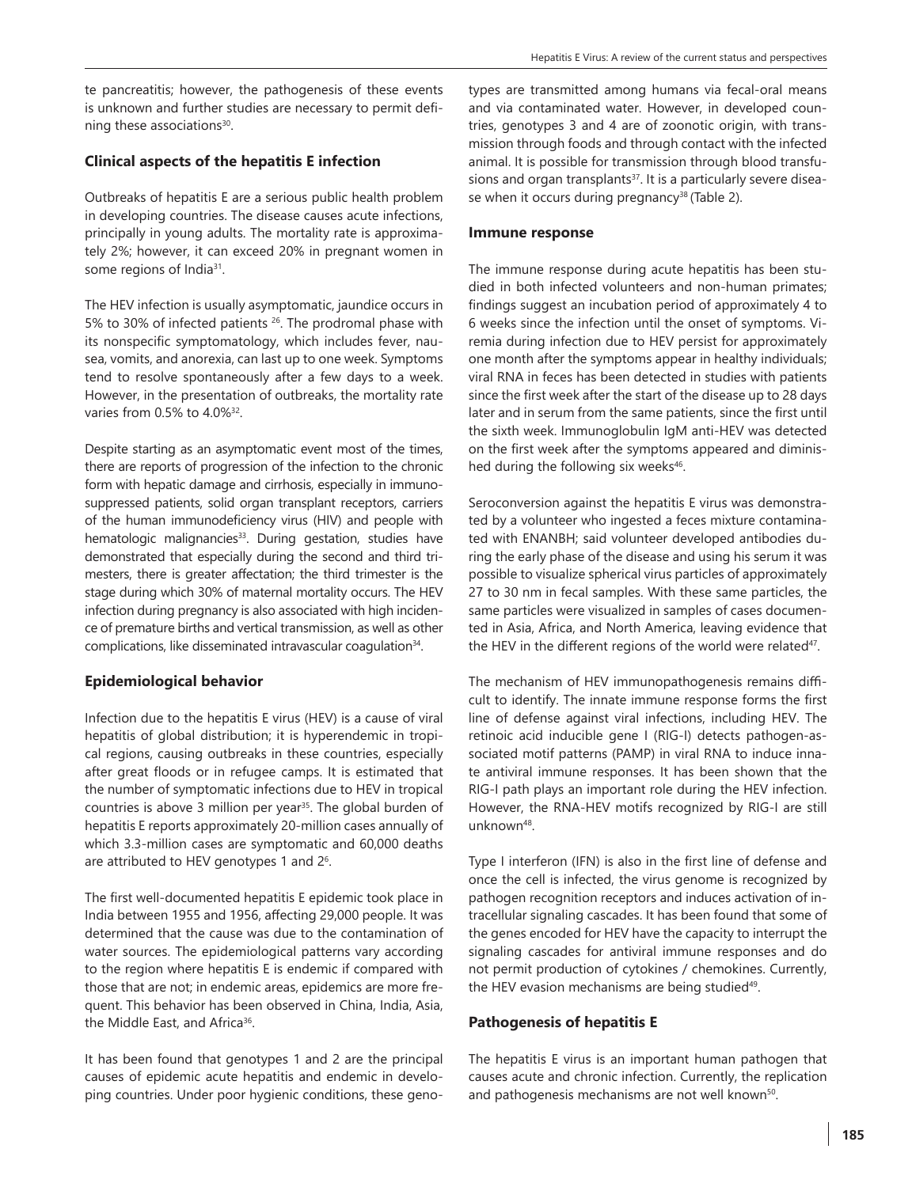te pancreatitis; however, the pathogenesis of these events is unknown and further studies are necessary to permit defining these associations[30].

## Clinical aspects of the hepatitis E infection

Outbreaks of hepatitis E are a serious public health problem in developing countries. The disease causes acute infections, principally in young adults. The mortality rate is approximately 2%; however, it can exceed 20% in pregnant women in some regions of India[31].

The HEV infection is usually asymptomatic, jaundice occurs in 5% to 30% of infected patients [26]. The prodromal phase with its nonspecific symptomatology, which includes fever, nausea, vomits, and anorexia, can last up to one week. Symptoms tend to resolve spontaneously after a few days to a week. However, in the presentation of outbreaks, the mortality rate varies from 0.5% to 4.0%[32].

Despite starting as an asymptomatic event most of the times, there are reports of progression of the infection to the chronic form with hepatic damage and cirrhosis, especially in immunosuppressed patients, solid organ transplant receptors, carriers of the human immunodeficiency virus (HIV) and people with hematologic malignancies[33]. During gestation, studies have demonstrated that especially during the second and third trimesters, there is greater affectation; the third trimester is the stage during which 30% of maternal mortality occurs. The HEV infection during pregnancy is also associated with high incidence of premature births and vertical transmission, as well as other complications, like disseminated intravascular coagulation[34].

## Epidemiological behavior

Infection due to the hepatitis E virus (HEV) is a cause of viral hepatitis of global distribution; it is hyperendemic in tropical regions, causing outbreaks in these countries, especially after great floods or in refugee camps. It is estimated that the number of symptomatic infections due to HEV in tropical countries is above 3 million per year[35]. The global burden of hepatitis E reports approximately 20-million cases annually of which 3.3-million cases are symptomatic and 60,000 deaths are attributed to HEV genotypes 1 and 2[6].

The first well-documented hepatitis E epidemic took place in India between 1955 and 1956, affecting 29,000 people. It was determined that the cause was due to the contamination of water sources. The epidemiological patterns vary according to the region where hepatitis E is endemic if compared with those that are not; in endemic areas, epidemics are more frequent. This behavior has been observed in China, India, Asia, the Middle East, and Africa[36].

It has been found that genotypes 1 and 2 are the principal causes of epidemic acute hepatitis and endemic in developing countries. Under poor hygienic conditions, these genotypes are transmitted among humans via fecal-oral means and via contaminated water. However, in developed countries, genotypes 3 and 4 are of zoonotic origin, with transmission through foods and through contact with the infected animal. It is possible for transmission through blood transfusions and organ transplants[37]. It is a particularly severe disease when it occurs during pregnancy[38] (Table 2).

## Immune response

The immune response during acute hepatitis has been studied in both infected volunteers and non-human primates; findings suggest an incubation period of approximately 4 to 6 weeks since the infection until the onset of symptoms. Viremia during infection due to HEV persist for approximately one month after the symptoms appear in healthy individuals; viral RNA in feces has been detected in studies with patients since the first week after the start of the disease up to 28 days later and in serum from the same patients, since the first until the sixth week. Immunoglobulin IgM anti-HEV was detected on the first week after the symptoms appeared and diminished during the following six weeks[46].

Seroconversion against the hepatitis E virus was demonstrated by a volunteer who ingested a feces mixture contaminated with ENANBH; said volunteer developed antibodies during the early phase of the disease and using his serum it was possible to visualize spherical virus particles of approximately 27 to 30 nm in fecal samples. With these same particles, the same particles were visualized in samples of cases documented in Asia, Africa, and North America, leaving evidence that the HEV in the different regions of the world were related[47].

The mechanism of HEV immunopathogenesis remains difficult to identify. The innate immune response forms the first line of defense against viral infections, including HEV. The retinoic acid inducible gene I (RIG-I) detects pathogen-associated motif patterns (PAMP) in viral RNA to induce innate antiviral immune responses. It has been shown that the RIG-I path plays an important role during the HEV infection. However, the RNA-HEV motifs recognized by RIG-I are still unknown[48].

Type I interferon (IFN) is also in the first line of defense and once the cell is infected, the virus genome is recognized by pathogen recognition receptors and induces activation of intracellular signaling cascades. It has been found that some of the genes encoded for HEV have the capacity to interrupt the signaling cascades for antiviral immune responses and do not permit production of cytokines / chemokines. Currently, the HEV evasion mechanisms are being studied[49].

## Pathogenesis of hepatitis E

The hepatitis E virus is an important human pathogen that causes acute and chronic infection. Currently, the replication and pathogenesis mechanisms are not well known[50].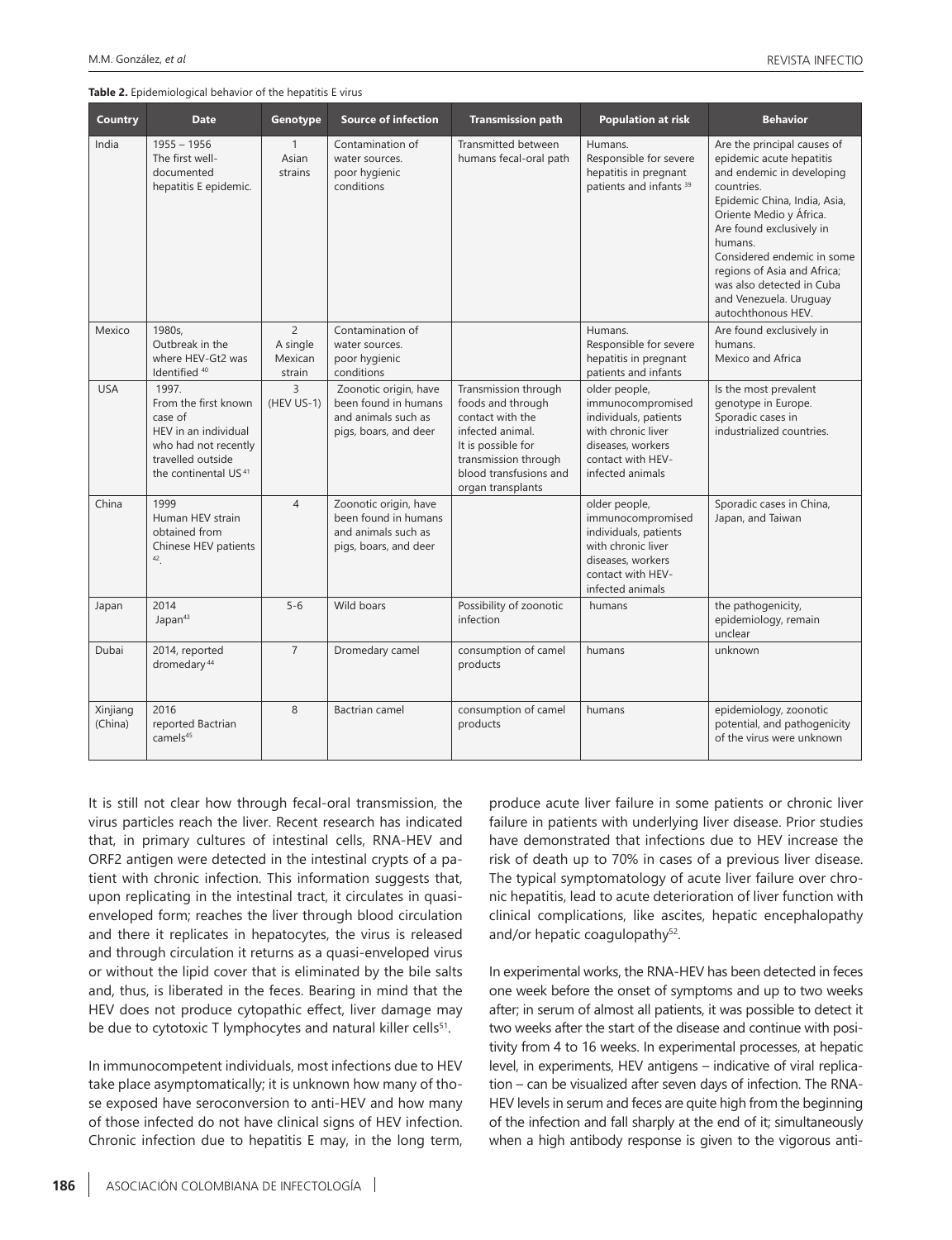**Table 2.** Epidemiological behavior of the hepatitis E virus

| Country | Date | Genotype | Source of infection | Transmission path | Population at risk | Behavior |
|---|---|---|---|---|---|---|
| India | 1955 – 1956 The first well-documented hepatitis E epidemic. | 1 Asian strains | Contamination of water sources. poor hygienic conditions | Transmitted between humans fecal-oral path | Humans. Responsible for severe hepatitis in pregnant patients and infants [39] | Are the principal causes of epidemic acute hepatitis and endemic in developing countries. Epidemic China, India, Asia, Oriente Medio y África. Are found exclusively in humans. Considered endemic in some regions of Asia and Africa; was also detected in Cuba and Venezuela. Uruguay autochthonous HEV. |
| Mexico | 1980s, Outbreak in the where HEV-Gt2 was Identified [40] | 2 A single Mexican strain | Contamination of water sources. poor hygienic conditions | | Humans. Responsible for severe hepatitis in pregnant patients and infants | Are found exclusively in humans. Mexico and Africa |
| USA | 1997. From the first known case of HEV in an individual who had not recently travelled outside the continental US [41] | 3 (HEV US-1) | Zoonotic origin, have been found in humans and animals such as pigs, boars, and deer | Transmission through foods and through contact with the infected animal. It is possible for transmission through blood transfusions and organ transplants | older people, immunocompromised individuals, patients with chronic liver diseases, workers contact with HEV-infected animals | Is the most prevalent genotype in Europe. Sporadic cases in industrialized countries. |
| China | 1999 Human HEV strain obtained from Chinese HEV patients [42]. | 4 | Zoonotic origin, have been found in humans and animals such as pigs, boars, and deer | | older people, immunocompromised individuals, patients with chronic liver diseases, workers contact with HEV-infected animals | Sporadic cases in China, Japan, and Taiwan |
| Japan | 2014 Japan[43] | 5 - 6 | Wild boars | Possibility of zoonotic infection | humans | the pathogenicity, epidemiology, remain unclear |
| Dubai | 2014, reported dromedary [44] | 7 | Dromedary camel | consumption of camel products | humans | unknown |
| Xinjiang (China) | 2016 reported Bactrian camels[45] | 8 | Bactrian camel | consumption of camel products | humans | epidemiology, zoonotic potential, and pathogenicity of the virus were unknown |

It is still not clear how through fecal-oral transmission, the virus particles reach the liver. Recent research has indicated that, in primary cultures of intestinal cells, RNA-HEV and ORF2 antigen were detected in the intestinal crypts of a patient with chronic infection. This information suggests that, upon replicating in the intestinal tract, it circulates in quasi-enveloped form; reaches the liver through blood circulation and there it replicates in hepatocytes, the virus is released and through circulation it returns as a quasi-enveloped virus or without the lipid cover that is eliminated by the bile salts and, thus, is liberated in the feces. Bearing in mind that the HEV does not produce cytopathic effect, liver damage may be due to cytotoxic T lymphocytes and natural killer cells[51].

In immunocompetent individuals, most infections due to HEV take place asymptomatically; it is unknown how many of those exposed have seroconversion to anti-HEV and how many of those infected do not have clinical signs of HEV infection. Chronic infection due to hepatitis E may, in the long term, produce acute liver failure in some patients or chronic liver failure in patients with underlying liver disease. Prior studies have demonstrated that infections due to HEV increase the risk of death up to 70% in cases of a previous liver disease. The typical symptomatology of acute liver failure over chronic hepatitis, lead to acute deterioration of liver function with clinical complications, like ascites, hepatic encephalopathy and/or hepatic coagulopathy[52].

In experimental works, the RNA-HEV has been detected in feces one week before the onset of symptoms and up to two weeks after; in serum of almost all patients, it was possible to detect it two weeks after the start of the disease and continue with positivity from 4 to 16 weeks. In experimental processes, at hepatic level, in experiments, HEV antigens – indicative of viral replication – can be visualized after seven days of infection. The RNA-HEV levels in serum and feces are quite high from the beginning of the infection and fall sharply at the end of it; simultaneously when a high antibody response is given to the vigorous anti-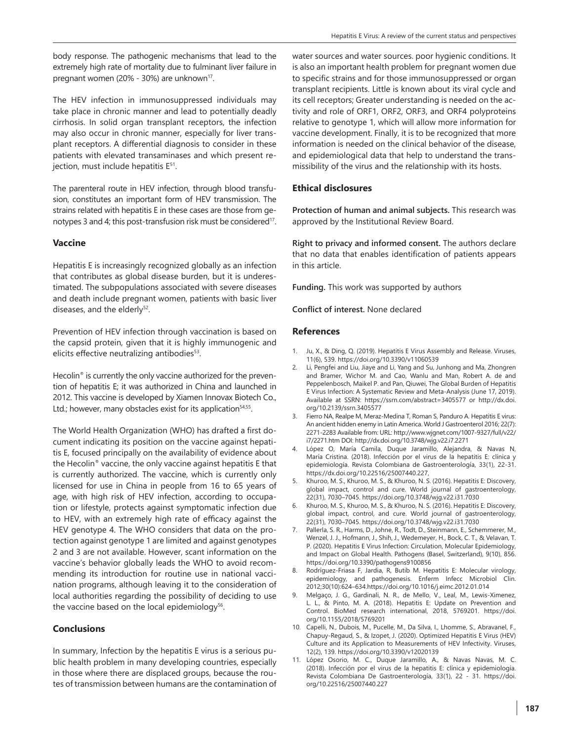body response. The pathogenic mechanisms that lead to the extremely high rate of mortality due to fulminant liver failure in pregnant women (20% - 30%) are unknown[17].

The HEV infection in immunosuppressed individuals may take place in chronic manner and lead to potentially deadly cirrhosis. In solid organ transplant receptors, the infection may also occur in chronic manner, especially for liver transplant receptors. A differential diagnosis to consider in these patients with elevated transaminases and which present rejection, must include hepatitis E[51].

The parenteral route in HEV infection, through blood transfusion, constitutes an important form of HEV transmission. The strains related with hepatitis E in these cases are those from genotypes 3 and 4; this post-transfusion risk must be considered[17].

### Vaccine

Hepatitis E is increasingly recognized globally as an infection that contributes as global disease burden, but it is underestimated. The subpopulations associated with severe diseases and death include pregnant women, patients with basic liver diseases, and the elderly[52].

Prevention of HEV infection through vaccination is based on the capsid protein, given that it is highly immunogenic and elicits effective neutralizing antibodies[53].

Hecolin® is currently the only vaccine authorized for the prevention of hepatitis E; it was authorized in China and launched in 2012. This vaccine is developed by Xiamen Innovax Biotech Co., Ltd.; however, many obstacles exist for its application[54,55].

The World Health Organization (WHO) has drafted a first document indicating its position on the vaccine against hepatitis E, focused principally on the availability of evidence about the Hecolin® vaccine, the only vaccine against hepatitis E that is currently authorized. The vaccine, which is currently only licensed for use in China in people from 16 to 65 years of age, with high risk of HEV infection, according to occupation or lifestyle, protects against symptomatic infection due to HEV, with an extremely high rate of efficacy against the HEV genotype 4. The WHO considers that data on the protection against genotype 1 are limited and against genotypes 2 and 3 are not available. However, scant information on the vaccine's behavior globally leads the WHO to avoid recommending its introduction for routine use in national vaccination programs, although leaving it to the consideration of local authorities regarding the possibility of deciding to use the vaccine based on the local epidemiology[56].

### Conclusions

In summary, Infection by the hepatitis E virus is a serious public health problem in many developing countries, especially in those where there are displaced groups, because the routes of transmission between humans are the contamination of water sources and water sources. poor hygienic conditions. It is also an important health problem for pregnant women due to specific strains and for those immunosuppressed or organ transplant recipients. Little is known about its viral cycle and its cell receptors; Greater understanding is needed on the activity and role of ORF1, ORF2, ORF3, and ORF4 polyproteins relative to genotype 1, which will allow more information for vaccine development. Finally, it is to be recognized that more information is needed on the clinical behavior of the disease, and epidemiological data that help to understand the transmissibility of the virus and the relationship with its hosts.

### Ethical disclosures

**Protection of human and animal subjects.** This research was approved by the Institutional Review Board.

**Right to privacy and informed consent.** The authors declare that no data that enables identification of patients appears in this article.

**Funding.** This work was supported by authors

**Conflict of interest.** None declared

### References

1. Ju, X., & Ding, Q. (2019). Hepatitis E Virus Assembly and Release. Viruses, 11(6), 539. https://doi.org/10.3390/v11060539
2. Li, Pengfei and Liu, Jiaye and Li, Yang and Su, Junhong and Ma, Zhongren and Bramer, Wichor M. and Cao, Wanlu and Man, Robert A. de and Peppelenbosch, Maikel P. and Pan, Qiuwei, The Global Burden of Hepatitis E Virus Infection: A Systematic Review and Meta-Analysis (June 17, 2019). Available at SSRN: https://ssrn.com/abstract=3405577 or http://dx.doi.org/10.2139/ssrn.3405577
3. Fierro NA, Realpe M, Meraz-Medina T, Roman S, Panduro A. Hepatitis E virus: An ancient hidden enemy in Latin America. World J Gastroenterol 2016; 22(7): 2271-2283 Available from: URL: http://www.wjgnet.com/1007-9327/full/v22/i7/2271.htm DOI: http://dx.doi.org/10.3748/wjg.v22.i7.2271
4. López O, María Camila, Duque Jaramillo, Alejandra, & Navas N, María Cristina. (2018). Infección por el virus de la hepatitis E: clínica y epidemiología. Revista Colombiana de Gastroenterología, 33(1), 22-31. https://dx.doi.org/10.22516/25007440.227,
5. Khuroo, M. S., Khuroo, M. S., & Khuroo, N. S. (2016). Hepatitis E: Discovery, global impact, control and cure. World journal of gastroenterology, 22(31), 7030–7045. https://doi.org/10.3748/wjg.v22.i31.7030
6. Khuroo, M. S., Khuroo, M. S., & Khuroo, N. S. (2016). Hepatitis E: Discovery, global impact, control, and cure. World journal of gastroenterology, 22(31), 7030–7045. https://doi.org/10.3748/wjg.v22.i31.7030
7. Pallerla, S. R., Harms, D., Johne, R., Todt, D., Steinmann, E., Schemmerer, M., Wenzel, J. J., Hofmann, J., Shih, J., Wedemeyer, H., Bock, C. T., & Velavan, T. P. (2020). Hepatitis E Virus Infection: Circulation, Molecular Epidemiology, and Impact on Global Health. Pathogens (Basel, Switzerland), 9(10), 856. https://doi.org/10.3390/pathogens9100856
8. Rodríguez-Friasa F, Jardia, R, Butib M. Hepatitis E: Molecular virology, epidemiology, and pathogenesis. Enferm Infecc Microbiol Clin. 2012;30(10):624–634.https://doi.org/10.1016/j.eimc.2012.01.014
9. Melgaço, J. G., Gardinali, N. R., de Mello, V., Leal, M., Lewis-Ximenez, L. L., & Pinto, M. A. (2018). Hepatitis E: Update on Prevention and Control. BioMed research international, 2018, 5769201. https://doi.org/10.1155/2018/5769201
10. Capelli, N., Dubois, M., Pucelle, M., Da Silva, I., Lhomme, S., Abravanel, F., Chapuy-Regaud, S., & Izopet, J. (2020). Optimized Hepatitis E Virus (HEV) Culture and its Application to Measurements of HEV Infectivity. Viruses, 12(2), 139. https://doi.org/10.3390/v12020139
11. López Osorio, M. C., Duque Jaramillo, A., & Navas Navas, M. C. (2018). Infección por el virus de la hepatitis E: clínica y epidemiología. Revista Colombiana De Gastroenterología, 33(1), 22 - 31. https://doi.org/10.22516/25007440.227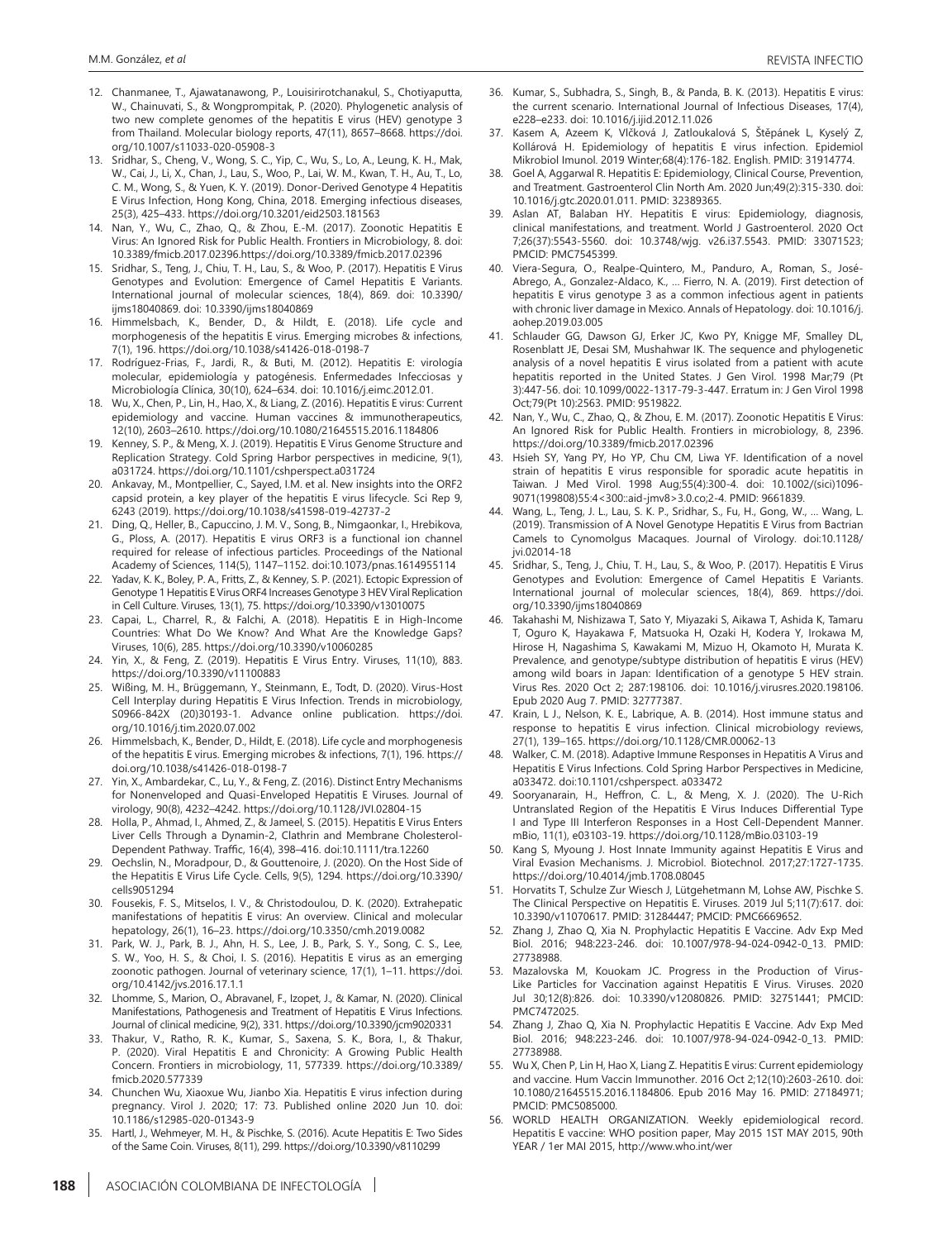12. Chanmanee, T., Ajawatanawong, P., Louisirirotchanakul, S., Chotiyaputta, W., Chainuvati, S., & Wongprompitak, P. (2020). Phylogenetic analysis of two new complete genomes of the hepatitis E virus (HEV) genotype 3 from Thailand. Molecular biology reports, 47(11), 8657–8668. https://doi.org/10.1007/s11033-020-05908-3
13. Sridhar, S., Cheng, V., Wong, S. C., Yip, C., Wu, S., Lo, A., Leung, K. H., Mak, W., Cai, J., Li, X., Chan, J., Lau, S., Woo, P., Lai, W. M., Kwan, T. H., Au, T., Lo, C. M., Wong, S., & Yuen, K. Y. (2019). Donor-Derived Genotype 4 Hepatitis E Virus Infection, Hong Kong, China, 2018. Emerging infectious diseases, 25(3), 425–433. https://doi.org/10.3201/eid2503.181563
14. Nan, Y., Wu, C., Zhao, Q., & Zhou, E.-M. (2017). Zoonotic Hepatitis E Virus: An Ignored Risk for Public Health. Frontiers in Microbiology, 8. doi: 10.3389/fmicb.2017.02396.https://doi.org/10.3389/fmicb.2017.02396
15. Sridhar, S., Teng, J., Chiu, T. H., Lau, S., & Woo, P. (2017). Hepatitis E Virus Genotypes and Evolution: Emergence of Camel Hepatitis E Variants. International journal of molecular sciences, 18(4), 869. doi: 10.3390/ijms18040869. doi: 10.3390/ijms18040869
16. Himmelsbach, K., Bender, D., & Hildt, E. (2018). Life cycle and morphogenesis of the hepatitis E virus. Emerging microbes & infections, 7(1), 196. https://doi.org/10.1038/s41426-018-0198-7
17. Rodríguez-Frias, F., Jardi, R., & Buti, M. (2012). Hepatitis E: virología molecular, epidemiología y patogénesis. Enfermedades Infecciosas y Microbiología Clínica, 30(10), 624–634. doi: 10.1016/j.eimc.2012.01.
18. Wu, X., Chen, P., Lin, H., Hao, X., & Liang, Z. (2016). Hepatitis E virus: Current epidemiology and vaccine. Human vaccines & immunotherapeutics, 12(10), 2603–2610. https://doi.org/10.1080/21645515.2016.1184806
19. Kenney, S. P., & Meng, X. J. (2019). Hepatitis E Virus Genome Structure and Replication Strategy. Cold Spring Harbor perspectives in medicine, 9(1), a031724. https://doi.org/10.1101/cshperspect.a031724
20. Ankavay, M., Montpellier, C., Sayed, I.M. et al. New insights into the ORF2 capsid protein, a key player of the hepatitis E virus lifecycle. Sci Rep 9, 6243 (2019). https://doi.org/10.1038/s41598-019-42737-2
21. Ding, Q., Heller, B., Capuccino, J. M. V., Song, B., Nimgaonkar, I., Hrebikova, G., Ploss, A. (2017). Hepatitis E virus ORF3 is a functional ion channel required for release of infectious particles. Proceedings of the National Academy of Sciences, 114(5), 1147–1152. doi:10.1073/pnas.1614955114
22. Yadav, K. K., Boley, P. A., Fritts, Z., & Kenney, S. P. (2021). Ectopic Expression of Genotype 1 Hepatitis E Virus ORF4 Increases Genotype 3 HEV Viral Replication in Cell Culture. Viruses, 13(1), 75. https://doi.org/10.3390/v13010075
23. Capai, L., Charrel, R., & Falchi, A. (2018). Hepatitis E in High-Income Countries: What Do We Know? And What Are the Knowledge Gaps? Viruses, 10(6), 285. https://doi.org/10.3390/v10060285
24. Yin, X., & Feng, Z. (2019). Hepatitis E Virus Entry. Viruses, 11(10), 883. https://doi.org/10.3390/v11100883
25. Wißing, M. H., Brüggemann, Y., Steinmann, E., Todt, D. (2020). Virus-Host Cell Interplay during Hepatitis E Virus Infection. Trends in microbiology, S0966-842X (20)30193-1. Advance online publication. https://doi.org/10.1016/j.tim.2020.07.002
26. Himmelsbach, K., Bender, D., Hildt, E. (2018). Life cycle and morphogenesis of the hepatitis E virus. Emerging microbes & infections, 7(1), 196. https://doi.org/10.1038/s41426-018-0198-7
27. Yin, X., Ambardekar, C., Lu, Y., & Feng, Z. (2016). Distinct Entry Mechanisms for Nonenveloped and Quasi-Enveloped Hepatitis E Viruses. Journal of virology, 90(8), 4232–4242. https://doi.org/10.1128/JVI.02804-15
28. Holla, P., Ahmad, I., Ahmed, Z., & Jameel, S. (2015). Hepatitis E Virus Enters Liver Cells Through a Dynamin-2, Clathrin and Membrane Cholesterol-Dependent Pathway. Traffic, 16(4), 398–416. doi:10.1111/tra.12260
29. Oechslin, N., Moradpour, D., & Gouttenoire, J. (2020). On the Host Side of the Hepatitis E Virus Life Cycle. Cells, 9(5), 1294. https://doi.org/10.3390/cells9051294
30. Fousekis, F. S., Mitselos, I. V., & Christodoulou, D. K. (2020). Extrahepatic manifestations of hepatitis E virus: An overview. Clinical and molecular hepatology, 26(1), 16–23. https://doi.org/10.3350/cmh.2019.0082
31. Park, W. J., Park, B. J., Ahn, H. S., Lee, J. B., Park, S. Y., Song, C. S., Lee, S. W., Yoo, H. S., & Choi, I. S. (2016). Hepatitis E virus as an emerging zoonotic pathogen. Journal of veterinary science, 17(1), 1–11. https://doi.org/10.4142/jvs.2016.17.1.1
32. Lhomme, S., Marion, O., Abravanel, F., Izopet, J., & Kamar, N. (2020). Clinical Manifestations, Pathogenesis and Treatment of Hepatitis E Virus Infections. Journal of clinical medicine, 9(2), 331. https://doi.org/10.3390/jcm9020331
33. Thakur, V., Ratho, R. K., Kumar, S., Saxena, S. K., Bora, I., & Thakur, P. (2020). Viral Hepatitis E and Chronicity: A Growing Public Health Concern. Frontiers in microbiology, 11, 577339. https://doi.org/10.3389/fmicb.2020.577339
34. Chunchen Wu, Xiaoxue Wu, Jianbo Xia. Hepatitis E virus infection during pregnancy. Virol J. 2020; 17: 73. Published online 2020 Jun 10. doi: 10.1186/s12985-020-01343-9
35. Hartl, J., Wehmeyer, M. H., & Pischke, S. (2016). Acute Hepatitis E: Two Sides of the Same Coin. Viruses, 8(11), 299. https://doi.org/10.3390/v8110299
36. Kumar, S., Subhadra, S., Singh, B., & Panda, B. K. (2013). Hepatitis E virus: the current scenario. International Journal of Infectious Diseases, 17(4), e228–e233. doi: 10.1016/j.ijid.2012.11.026
37. Kasem A, Azeem K, Vlčková J, Zatloukalová S, Štěpánek L, Kyselý Z, Kollárová H. Epidemiology of hepatitis E virus infection. Epidemiol Mikrobiol Imunol. 2019 Winter;68(4):176-182. English. PMID: 31914774.
38. Goel A, Aggarwal R. Hepatitis E: Epidemiology, Clinical Course, Prevention, and Treatment. Gastroenterol Clin North Am. 2020 Jun;49(2):315-330. doi: 10.1016/j.gtc.2020.01.011. PMID: 32389365.
39. Aslan AT, Balaban HY. Hepatitis E virus: Epidemiology, diagnosis, clinical manifestations, and treatment. World J Gastroenterol. 2020 Oct 7;26(37):5543-5560. doi: 10.3748/wjg. v26.i37.5543. PMID: 33071523; PMCID: PMC7545399.
40. Viera-Segura, O., Realpe-Quintero, M., Panduro, A., Roman, S., José-Abrego, A., Gonzalez-Aldaco, K., … Fierro, N. A. (2019). First detection of hepatitis E virus genotype 3 as a common infectious agent in patients with chronic liver damage in Mexico. Annals of Hepatology. doi: 10.1016/j.aohep.2019.03.005
41. Schlauder GG, Dawson GJ, Erker JC, Kwo PY, Knigge MF, Smalley DL, Rosenblatt JE, Desai SM, Mushahwar IK. The sequence and phylogenetic analysis of a novel hepatitis E virus isolated from a patient with acute hepatitis reported in the United States. J Gen Virol. 1998 Mar;79 (Pt 3):447-56. doi: 10.1099/0022-1317-79-3-447. Erratum in: J Gen Virol 1998 Oct;79(Pt 10):2563. PMID: 9519822.
42. Nan, Y., Wu, C., Zhao, Q., & Zhou, E. M. (2017). Zoonotic Hepatitis E Virus: An Ignored Risk for Public Health. Frontiers in microbiology, 8, 2396. https://doi.org/10.3389/fmicb.2017.02396
43. Hsieh SY, Yang PY, Ho YP, Chu CM, Liwa YF. Identification of a novel strain of hepatitis E virus responsible for sporadic acute hepatitis in Taiwan. J Med Virol. 1998 Aug;55(4):300-4. doi: 10.1002/(sici)1096-9071(199808)55:4<300::aid-jmv8>3.0.co;2-4. PMID: 9661839.
44. Wang, L., Teng, J. L., Lau, S. K. P., Sridhar, S., Fu, H., Gong, W., … Wang, L. (2019). Transmission of A Novel Genotype Hepatitis E Virus from Bactrian Camels to Cynomolgus Macaques. Journal of Virology. doi:10.1128/jvi.02014-18
45. Sridhar, S., Teng, J., Chiu, T. H., Lau, S., & Woo, P. (2017). Hepatitis E Virus Genotypes and Evolution: Emergence of Camel Hepatitis E Variants. International journal of molecular sciences, 18(4), 869. https://doi.org/10.3390/ijms18040869
46. Takahashi M, Nishizawa T, Sato Y, Miyazaki S, Aikawa T, Ashida K, Tamaru T, Oguro K, Hayakawa F, Matsuoka H, Ozaki H, Kodera Y, Irokawa M, Hirose H, Nagashima S, Kawakami M, Mizuo H, Okamoto H, Murata K. Prevalence, and genotype/subtype distribution of hepatitis E virus (HEV) among wild boars in Japan: Identification of a genotype 5 HEV strain. Virus Res. 2020 Oct 2; 287:198106. doi: 10.1016/j.virusres.2020.198106. Epub 2020 Aug 7. PMID: 32777387.
47. Krain, L J., Nelson, K. E., Labrique, A. B. (2014). Host immune status and response to hepatitis E virus infection. Clinical microbiology reviews, 27(1), 139–165. https://doi.org/10.1128/CMR.00062-13
48. Walker, C. M. (2018). Adaptive Immune Responses in Hepatitis A Virus and Hepatitis E Virus Infections. Cold Spring Harbor Perspectives in Medicine, a033472. doi:10.1101/cshperspect. a033472
49. Sooryanarain, H., Heffron, C. L., & Meng, X. J. (2020). The U-Rich Untranslated Region of the Hepatitis E Virus Induces Differential Type I and Type III Interferon Responses in a Host Cell-Dependent Manner. mBio, 11(1), e03103-19. https://doi.org/10.1128/mBio.03103-19
50. Kang S, Myoung J. Host Innate Immunity against Hepatitis E Virus and Viral Evasion Mechanisms. J. Microbiol. Biotechnol. 2017;27:1727-1735. https://doi.org/10.4014/jmb.1708.08045
51. Horvatits T, Schulze Zur Wiesch J, Lütgehetmann M, Lohse AW, Pischke S. The Clinical Perspective on Hepatitis E. Viruses. 2019 Jul 5;11(7):617. doi: 10.3390/v11070617. PMID: 31284447; PMCID: PMC6669652.
52. Zhang J, Zhao Q, Xia N. Prophylactic Hepatitis E Vaccine. Adv Exp Med Biol. 2016; 948:223-246. doi: 10.1007/978-94-024-0942-0_13. PMID: 27738988.
53. Mazalovska M, Kouokam JC. Progress in the Production of Virus-Like Particles for Vaccination against Hepatitis E Virus. Viruses. 2020 Jul 30;12(8):826. doi: 10.3390/v12080826. PMID: 32751441; PMCID: PMC7472025.
54. Zhang J, Zhao Q, Xia N. Prophylactic Hepatitis E Vaccine. Adv Exp Med Biol. 2016; 948:223-246. doi: 10.1007/978-94-024-0942-0_13. PMID: 27738988.
55. Wu X, Chen P, Lin H, Hao X, Liang Z. Hepatitis E virus: Current epidemiology and vaccine. Hum Vaccin Immunother. 2016 Oct 2;12(10):2603-2610. doi: 10.1080/21645515.2016.1184806. Epub 2016 May 16. PMID: 27184971; PMCID: PMC5085000.
56. WORLD HEALTH ORGANIZATION. Weekly epidemiological record. Hepatitis E vaccine: WHO position paper, May 2015 1ST MAY 2015, 90th YEAR / 1er MAI 2015, http://www.who.int/wer